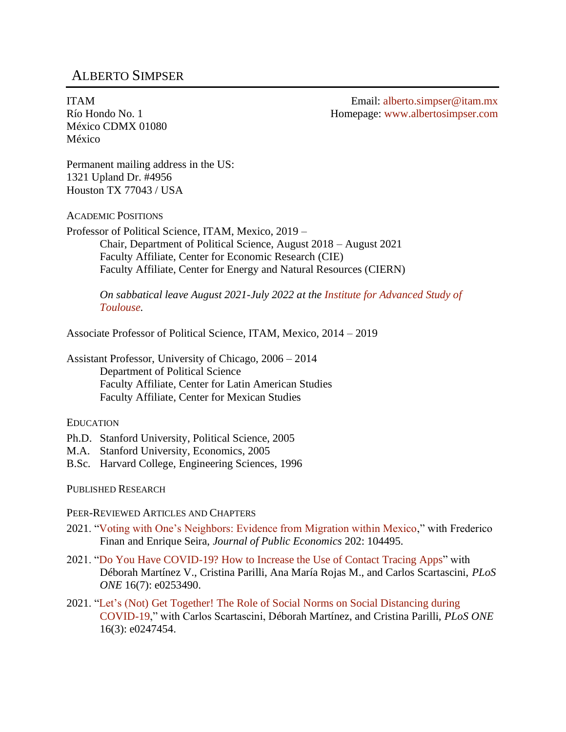# ALBERTO SIMPSER

ITAM
Río Hondo No. 1
México CDMX 01080
México

Email: alberto.simpser@itam.mx
Homepage: www.albertosimpser.com

Permanent mailing address in the US:
1321 Upland Dr. #4956
Houston TX 77043 / USA

## ACADEMIC POSITIONS

Professor of Political Science, ITAM, Mexico, 2019 –
Chair, Department of Political Science, August 2018 – August 2021
Faculty Affiliate, Center for Economic Research (CIE)
Faculty Affiliate, Center for Energy and Natural Resources (CIERN)

*On sabbatical leave August 2021-July 2022 at the Institute for Advanced Study of Toulouse.*

Associate Professor of Political Science, ITAM, Mexico, 2014 – 2019

Assistant Professor, University of Chicago, 2006 – 2014
Department of Political Science
Faculty Affiliate, Center for Latin American Studies
Faculty Affiliate, Center for Mexican Studies

## EDUCATION

Ph.D. Stanford University, Political Science, 2005
M.A. Stanford University, Economics, 2005
B.Sc. Harvard College, Engineering Sciences, 1996

## PUBLISHED RESEARCH

### PEER-REVIEWED ARTICLES AND CHAPTERS

2021. "Voting with One's Neighbors: Evidence from Migration within Mexico," with Frederico Finan and Enrique Seira, *Journal of Public Economics* 202: 104495.

2021. "Do You Have COVID-19? How to Increase the Use of Contact Tracing Apps" with Déborah Martínez V., Cristina Parilli, Ana María Rojas M., and Carlos Scartascini, *PLoS ONE* 16(7): e0253490.

2021. "Let's (Not) Get Together! The Role of Social Norms on Social Distancing during COVID-19," with Carlos Scartascini, Déborah Martínez, and Cristina Parilli, *PLoS ONE* 16(3): e0247454.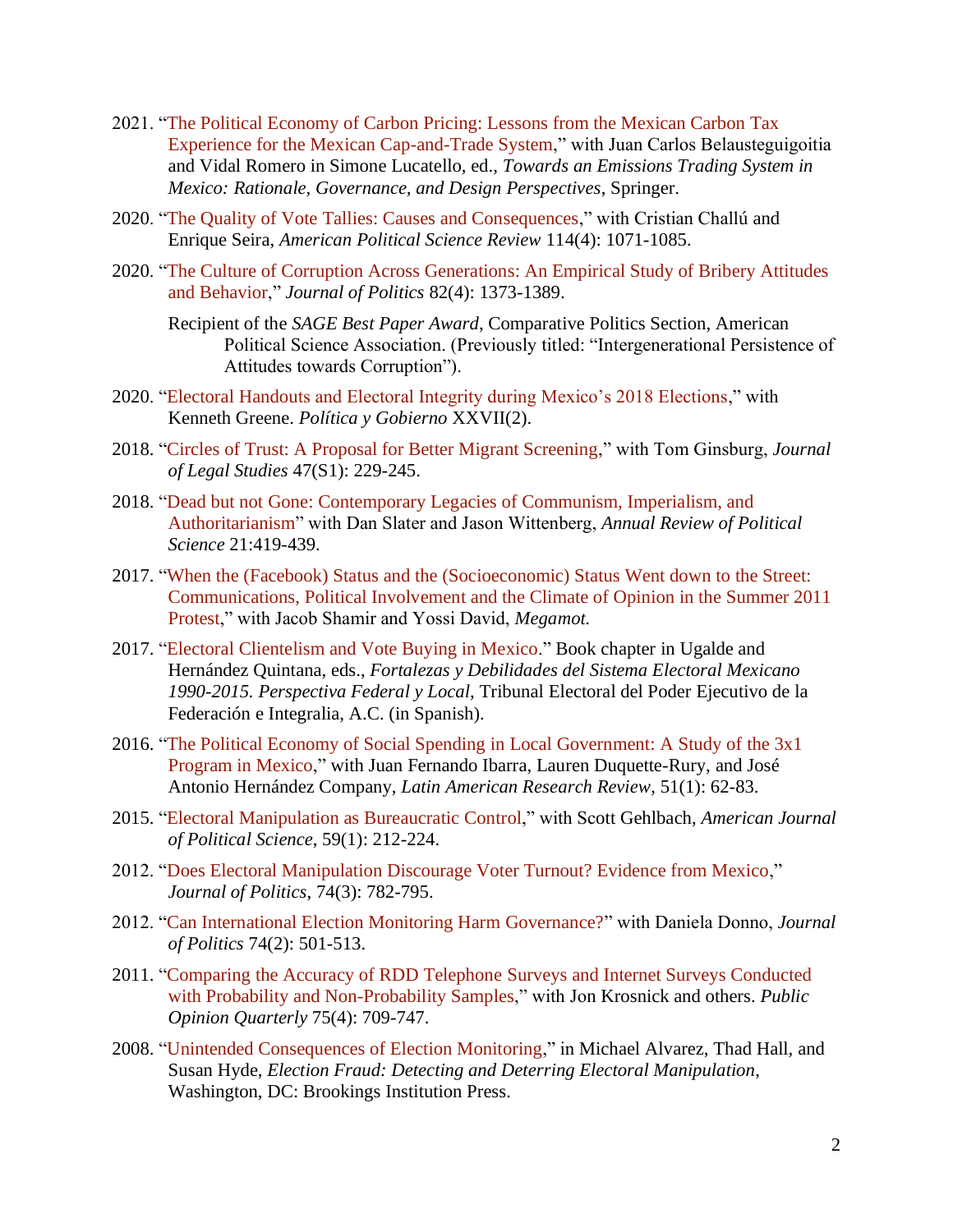2021. "The Political Economy of Carbon Pricing: Lessons from the Mexican Carbon Tax Experience for the Mexican Cap-and-Trade System," with Juan Carlos Belausteguigoitia and Vidal Romero in Simone Lucatello, ed., *Towards an Emissions Trading System in Mexico: Rationale, Governance, and Design Perspectives*, Springer.

2020. "The Quality of Vote Tallies: Causes and Consequences," with Cristian Challú and Enrique Seira, *American Political Science Review* 114(4): 1071-1085.

2020. "The Culture of Corruption Across Generations: An Empirical Study of Bribery Attitudes and Behavior," *Journal of Politics* 82(4): 1373-1389.

Recipient of the *SAGE Best Paper Award*, Comparative Politics Section, American Political Science Association. (Previously titled: "Intergenerational Persistence of Attitudes towards Corruption").

2020. "Electoral Handouts and Electoral Integrity during Mexico's 2018 Elections," with Kenneth Greene. *Política y Gobierno* XXVII(2).

2018. "Circles of Trust: A Proposal for Better Migrant Screening," with Tom Ginsburg, *Journal of Legal Studies* 47(S1): 229-245.

2018. "Dead but not Gone: Contemporary Legacies of Communism, Imperialism, and Authoritarianism" with Dan Slater and Jason Wittenberg, *Annual Review of Political Science* 21:419-439.

2017. "When the (Facebook) Status and the (Socioeconomic) Status Went down to the Street: Communications, Political Involvement and the Climate of Opinion in the Summer 2011 Protest," with Jacob Shamir and Yossi David, *Megamot.*

2017. "Electoral Clientelism and Vote Buying in Mexico." Book chapter in Ugalde and Hernández Quintana, eds., *Fortalezas y Debilidades del Sistema Electoral Mexicano 1990-2015. Perspectiva Federal y Local*, Tribunal Electoral del Poder Ejecutivo de la Federación e Integralia, A.C. (in Spanish).

2016. "The Political Economy of Social Spending in Local Government: A Study of the 3x1 Program in Mexico," with Juan Fernando Ibarra, Lauren Duquette-Rury, and José Antonio Hernández Company, *Latin American Research Review*, 51(1): 62-83.

2015. "Electoral Manipulation as Bureaucratic Control," with Scott Gehlbach, *American Journal of Political Science*, 59(1): 212-224.

2012. "Does Electoral Manipulation Discourage Voter Turnout? Evidence from Mexico," *Journal of Politics*, 74(3): 782-795.

2012. "Can International Election Monitoring Harm Governance?" with Daniela Donno, *Journal of Politics* 74(2): 501-513.

2011. "Comparing the Accuracy of RDD Telephone Surveys and Internet Surveys Conducted with Probability and Non-Probability Samples," with Jon Krosnick and others. *Public Opinion Quarterly* 75(4): 709-747.

2008. "Unintended Consequences of Election Monitoring," in Michael Alvarez, Thad Hall, and Susan Hyde, *Election Fraud: Detecting and Deterring Electoral Manipulation*, Washington, DC: Brookings Institution Press.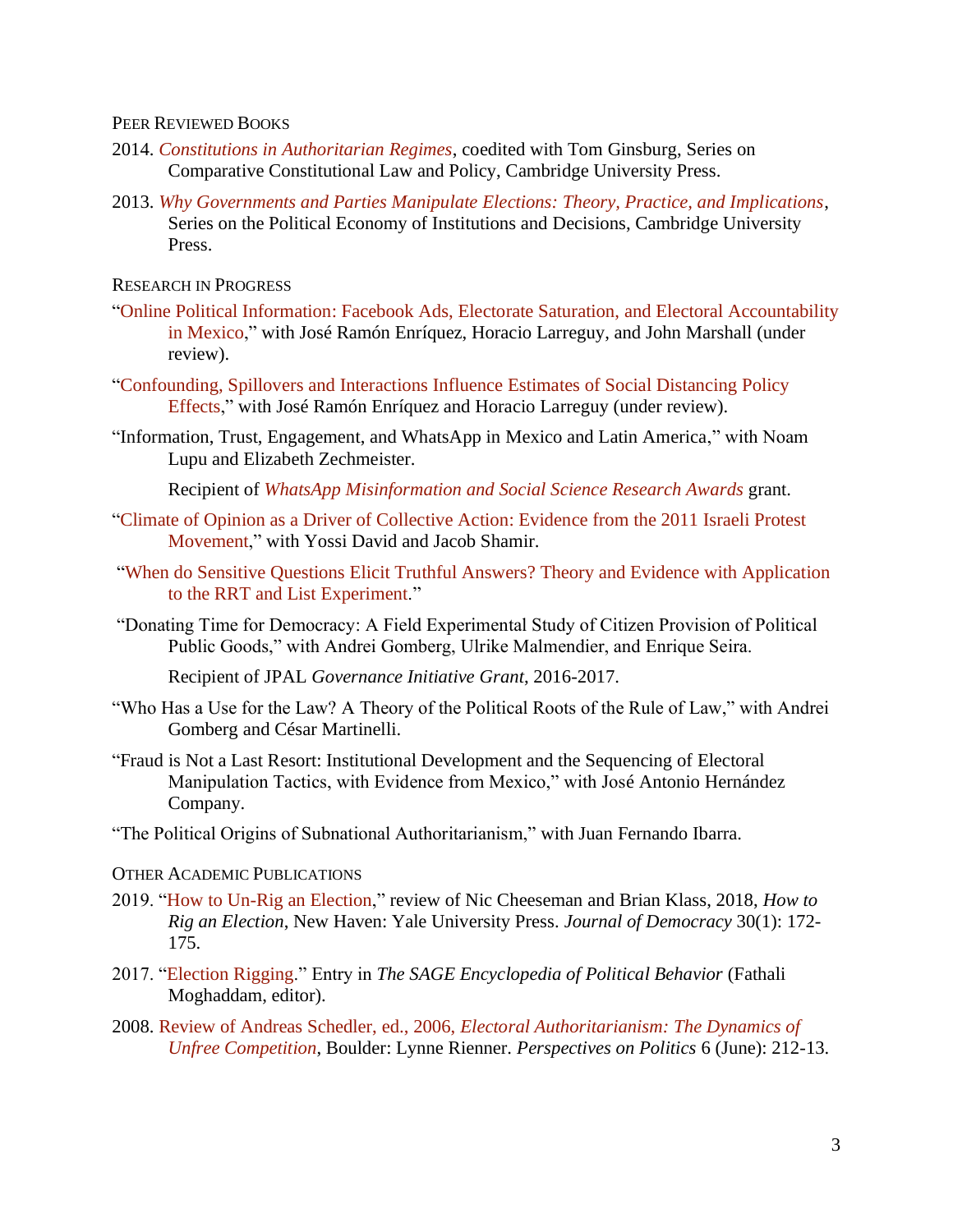### Peer Reviewed Books

2014. *Constitutions in Authoritarian Regimes*, coedited with Tom Ginsburg, Series on Comparative Constitutional Law and Policy, Cambridge University Press.

2013. *Why Governments and Parties Manipulate Elections: Theory, Practice, and Implications*, Series on the Political Economy of Institutions and Decisions, Cambridge University Press.

### Research in Progress

"Online Political Information: Facebook Ads, Electorate Saturation, and Electoral Accountability in Mexico," with José Ramón Enríquez, Horacio Larreguy, and John Marshall (under review).

"Confounding, Spillovers and Interactions Influence Estimates of Social Distancing Policy Effects," with José Ramón Enríquez and Horacio Larreguy (under review).

"Information, Trust, Engagement, and WhatsApp in Mexico and Latin America," with Noam Lupu and Elizabeth Zechmeister.

Recipient of *WhatsApp Misinformation and Social Science Research Awards* grant.

"Climate of Opinion as a Driver of Collective Action: Evidence from the 2011 Israeli Protest Movement," with Yossi David and Jacob Shamir.

"When do Sensitive Questions Elicit Truthful Answers? Theory and Evidence with Application to the RRT and List Experiment."

"Donating Time for Democracy: A Field Experimental Study of Citizen Provision of Political Public Goods," with Andrei Gomberg, Ulrike Malmendier, and Enrique Seira.

Recipient of JPAL *Governance Initiative Grant*, 2016-2017.

"Who Has a Use for the Law? A Theory of the Political Roots of the Rule of Law," with Andrei Gomberg and César Martinelli.

"Fraud is Not a Last Resort: Institutional Development and the Sequencing of Electoral Manipulation Tactics, with Evidence from Mexico," with José Antonio Hernández Company.

"The Political Origins of Subnational Authoritarianism," with Juan Fernando Ibarra.

### Other Academic Publications

2019. "How to Un-Rig an Election," review of Nic Cheeseman and Brian Klass, 2018, *How to Rig an Election*, New Haven: Yale University Press. *Journal of Democracy* 30(1): 172-175.

2017. "Election Rigging." Entry in *The SAGE Encyclopedia of Political Behavior* (Fathali Moghaddam, editor).

2008. Review of Andreas Schedler, ed., 2006, *Electoral Authoritarianism: The Dynamics of Unfree Competition*, Boulder: Lynne Rienner. *Perspectives on Politics* 6 (June): 212-13.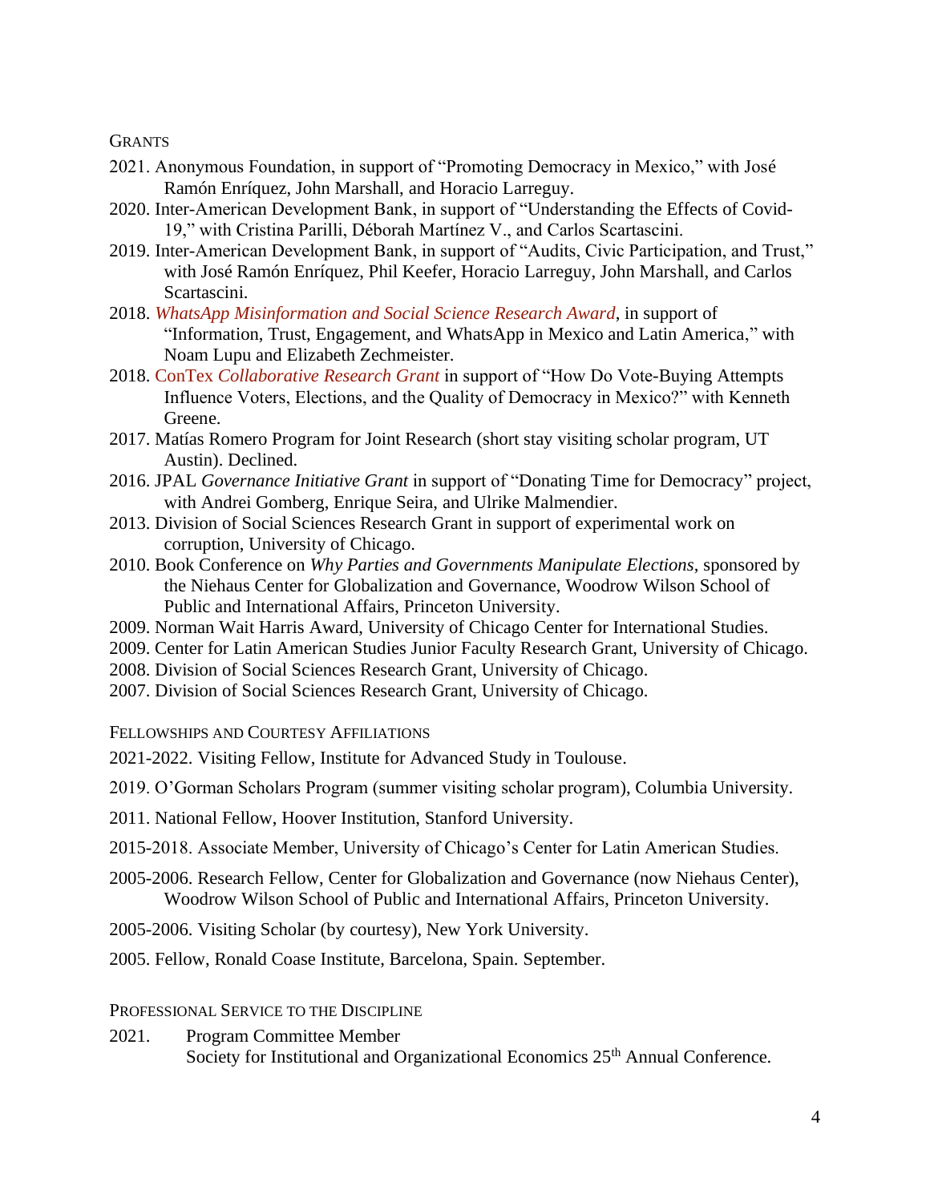## Grants

2021. Anonymous Foundation, in support of "Promoting Democracy in Mexico," with José Ramón Enríquez, John Marshall, and Horacio Larreguy.

2020. Inter-American Development Bank, in support of "Understanding the Effects of Covid-19," with Cristina Parilli, Déborah Martínez V., and Carlos Scartascini.

2019. Inter-American Development Bank, in support of "Audits, Civic Participation, and Trust," with José Ramón Enríquez, Phil Keefer, Horacio Larreguy, John Marshall, and Carlos Scartascini.

2018. *WhatsApp Misinformation and Social Science Research Award*, in support of "Information, Trust, Engagement, and WhatsApp in Mexico and Latin America," with Noam Lupu and Elizabeth Zechmeister.

2018. ConTex *Collaborative Research Grant* in support of "How Do Vote-Buying Attempts Influence Voters, Elections, and the Quality of Democracy in Mexico?" with Kenneth Greene.

2017. Matías Romero Program for Joint Research (short stay visiting scholar program, UT Austin). Declined.

2016. JPAL *Governance Initiative Grant* in support of "Donating Time for Democracy" project, with Andrei Gomberg, Enrique Seira, and Ulrike Malmendier.

2013. Division of Social Sciences Research Grant in support of experimental work on corruption, University of Chicago.

2010. Book Conference on *Why Parties and Governments Manipulate Elections*, sponsored by the Niehaus Center for Globalization and Governance, Woodrow Wilson School of Public and International Affairs, Princeton University.

2009. Norman Wait Harris Award, University of Chicago Center for International Studies.

2009. Center for Latin American Studies Junior Faculty Research Grant, University of Chicago.

2008. Division of Social Sciences Research Grant, University of Chicago.

2007. Division of Social Sciences Research Grant, University of Chicago.

## Fellowships and Courtesy Affiliations

2021-2022. Visiting Fellow, Institute for Advanced Study in Toulouse.

2019. O'Gorman Scholars Program (summer visiting scholar program), Columbia University.

2011. National Fellow, Hoover Institution, Stanford University.

2015-2018. Associate Member, University of Chicago's Center for Latin American Studies.

2005-2006. Research Fellow, Center for Globalization and Governance (now Niehaus Center), Woodrow Wilson School of Public and International Affairs, Princeton University.

2005-2006. Visiting Scholar (by courtesy), New York University.

2005. Fellow, Ronald Coase Institute, Barcelona, Spain. September.

## Professional Service to the Discipline

2021. Program Committee Member
Society for Institutional and Organizational Economics 25th Annual Conference.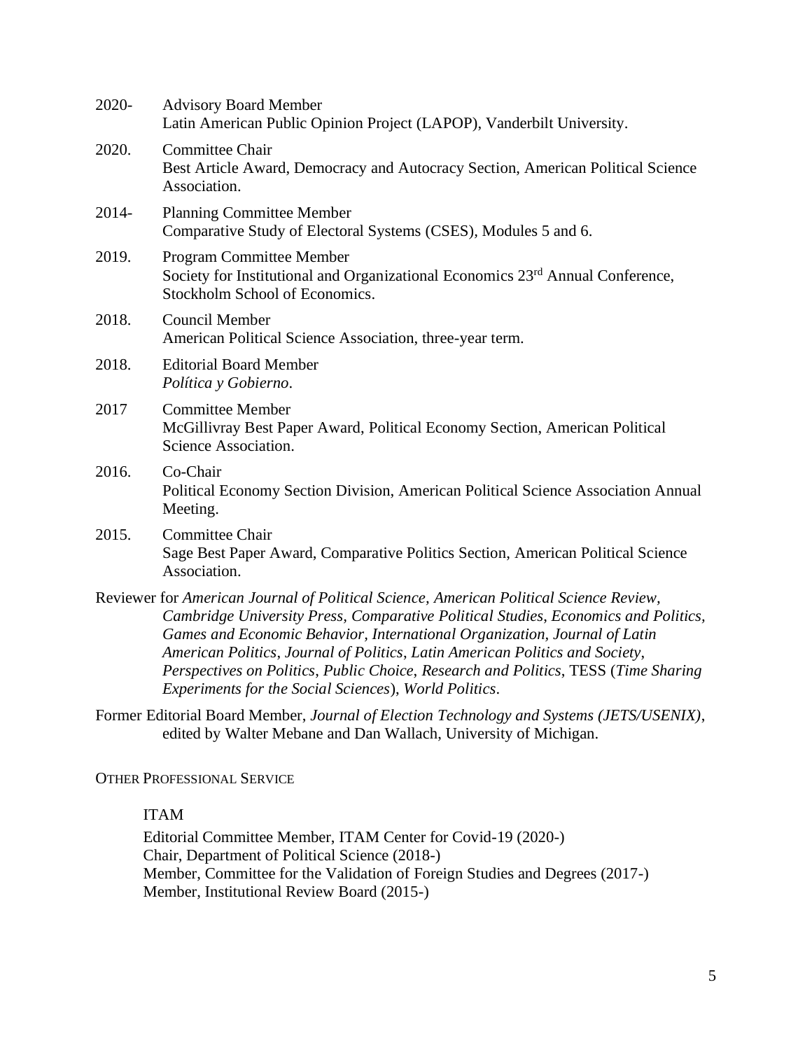2020- Advisory Board Member
Latin American Public Opinion Project (LAPOP), Vanderbilt University.

2020. Committee Chair
Best Article Award, Democracy and Autocracy Section, American Political Science Association.

2014- Planning Committee Member
Comparative Study of Electoral Systems (CSES), Modules 5 and 6.

2019. Program Committee Member
Society for Institutional and Organizational Economics 23rd Annual Conference, Stockholm School of Economics.

2018. Council Member
American Political Science Association, three-year term.

2018. Editorial Board Member
*Política y Gobierno*.

2017 Committee Member
McGillivray Best Paper Award, Political Economy Section, American Political Science Association.

2016. Co-Chair
Political Economy Section Division, American Political Science Association Annual Meeting.

2015. Committee Chair
Sage Best Paper Award, Comparative Politics Section, American Political Science Association.

Reviewer for *American Journal of Political Science*, *American Political Science Review*, *Cambridge University Press*, *Comparative Political Studies*, *Economics and Politics*, *Games and Economic Behavior*, *International Organization*, *Journal of Latin American Politics*, *Journal of Politics*, *Latin American Politics and Society*, *Perspectives on Politics*, *Public Choice*, *Research and Politics*, TESS (*Time Sharing Experiments for the Social Sciences*), *World Politics*.

Former Editorial Board Member, *Journal of Election Technology and Systems (JETS/USENIX)*, edited by Walter Mebane and Dan Wallach, University of Michigan.

OTHER PROFESSIONAL SERVICE

ITAM

Editorial Committee Member, ITAM Center for Covid-19 (2020-)
Chair, Department of Political Science (2018-)
Member, Committee for the Validation of Foreign Studies and Degrees (2017-)
Member, Institutional Review Board (2015-)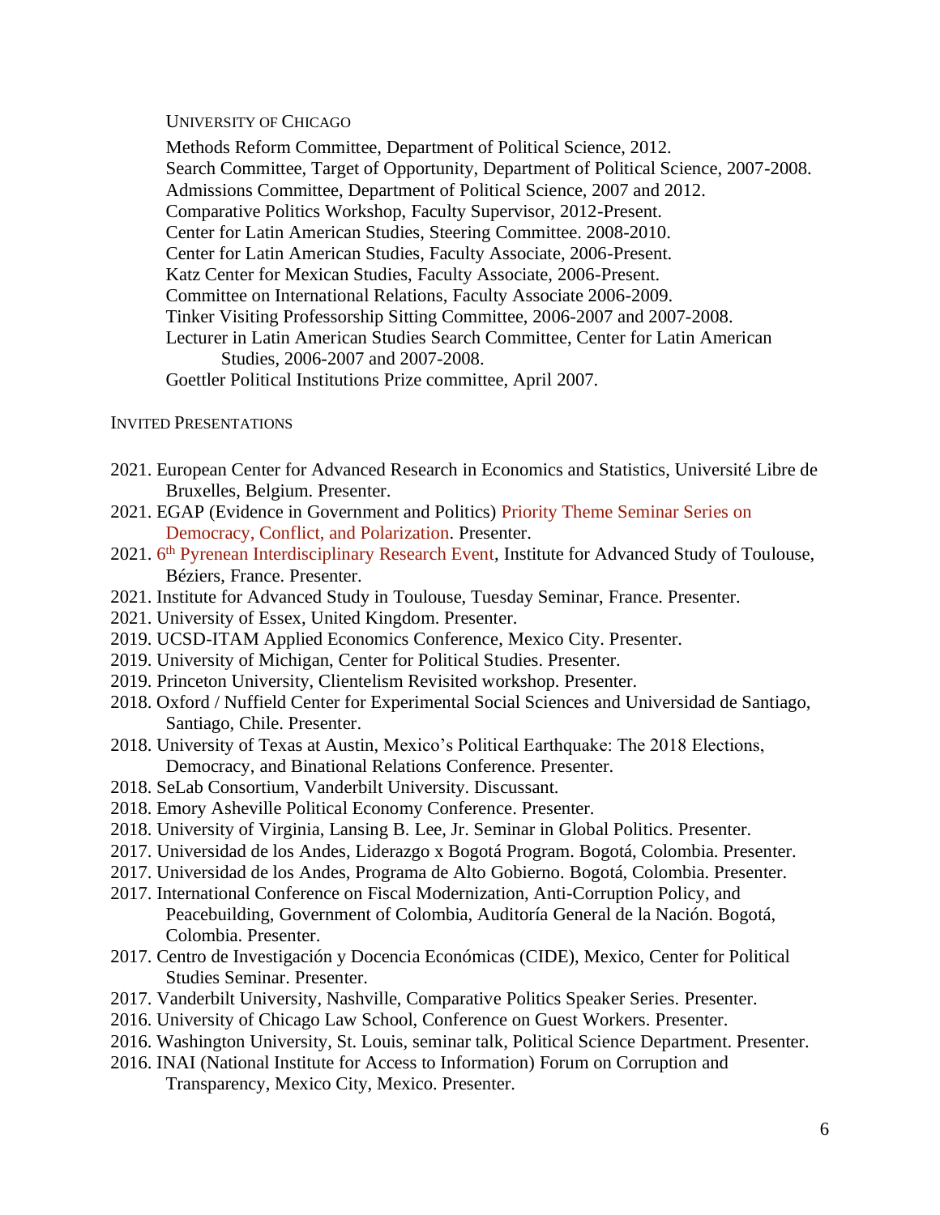UNIVERSITY OF CHICAGO

Methods Reform Committee, Department of Political Science, 2012.
Search Committee, Target of Opportunity, Department of Political Science, 2007-2008.
Admissions Committee, Department of Political Science, 2007 and 2012.
Comparative Politics Workshop, Faculty Supervisor, 2012-Present.
Center for Latin American Studies, Steering Committee. 2008-2010.
Center for Latin American Studies, Faculty Associate, 2006-Present.
Katz Center for Mexican Studies, Faculty Associate, 2006-Present.
Committee on International Relations, Faculty Associate 2006-2009.
Tinker Visiting Professorship Sitting Committee, 2006-2007 and 2007-2008.
Lecturer in Latin American Studies Search Committee, Center for Latin American Studies, 2006-2007 and 2007-2008.
Goettler Political Institutions Prize committee, April 2007.

INVITED PRESENTATIONS

- 2021. European Center for Advanced Research in Economics and Statistics, Université Libre de Bruxelles, Belgium. Presenter.
- 2021. EGAP (Evidence in Government and Politics) Priority Theme Seminar Series on Democracy, Conflict, and Polarization. Presenter.
- 2021. 6th Pyrenean Interdisciplinary Research Event, Institute for Advanced Study of Toulouse, Béziers, France. Presenter.
- 2021. Institute for Advanced Study in Toulouse, Tuesday Seminar, France. Presenter.
- 2021. University of Essex, United Kingdom. Presenter.
- 2019. UCSD-ITAM Applied Economics Conference, Mexico City. Presenter.
- 2019. University of Michigan, Center for Political Studies. Presenter.
- 2019. Princeton University, Clientelism Revisited workshop. Presenter.
- 2018. Oxford / Nuffield Center for Experimental Social Sciences and Universidad de Santiago, Santiago, Chile. Presenter.
- 2018. University of Texas at Austin, Mexico's Political Earthquake: The 2018 Elections, Democracy, and Binational Relations Conference. Presenter.
- 2018. SeLab Consortium, Vanderbilt University. Discussant.
- 2018. Emory Asheville Political Economy Conference. Presenter.
- 2018. University of Virginia, Lansing B. Lee, Jr. Seminar in Global Politics. Presenter.
- 2017. Universidad de los Andes, Liderazgo x Bogotá Program. Bogotá, Colombia. Presenter.
- 2017. Universidad de los Andes, Programa de Alto Gobierno. Bogotá, Colombia. Presenter.
- 2017. International Conference on Fiscal Modernization, Anti-Corruption Policy, and Peacebuilding, Government of Colombia, Auditoría General de la Nación. Bogotá, Colombia. Presenter.
- 2017. Centro de Investigación y Docencia Económicas (CIDE), Mexico, Center for Political Studies Seminar. Presenter.
- 2017. Vanderbilt University, Nashville, Comparative Politics Speaker Series. Presenter.
- 2016. University of Chicago Law School, Conference on Guest Workers. Presenter.
- 2016. Washington University, St. Louis, seminar talk, Political Science Department. Presenter.
- 2016. INAI (National Institute for Access to Information) Forum on Corruption and Transparency, Mexico City, Mexico. Presenter.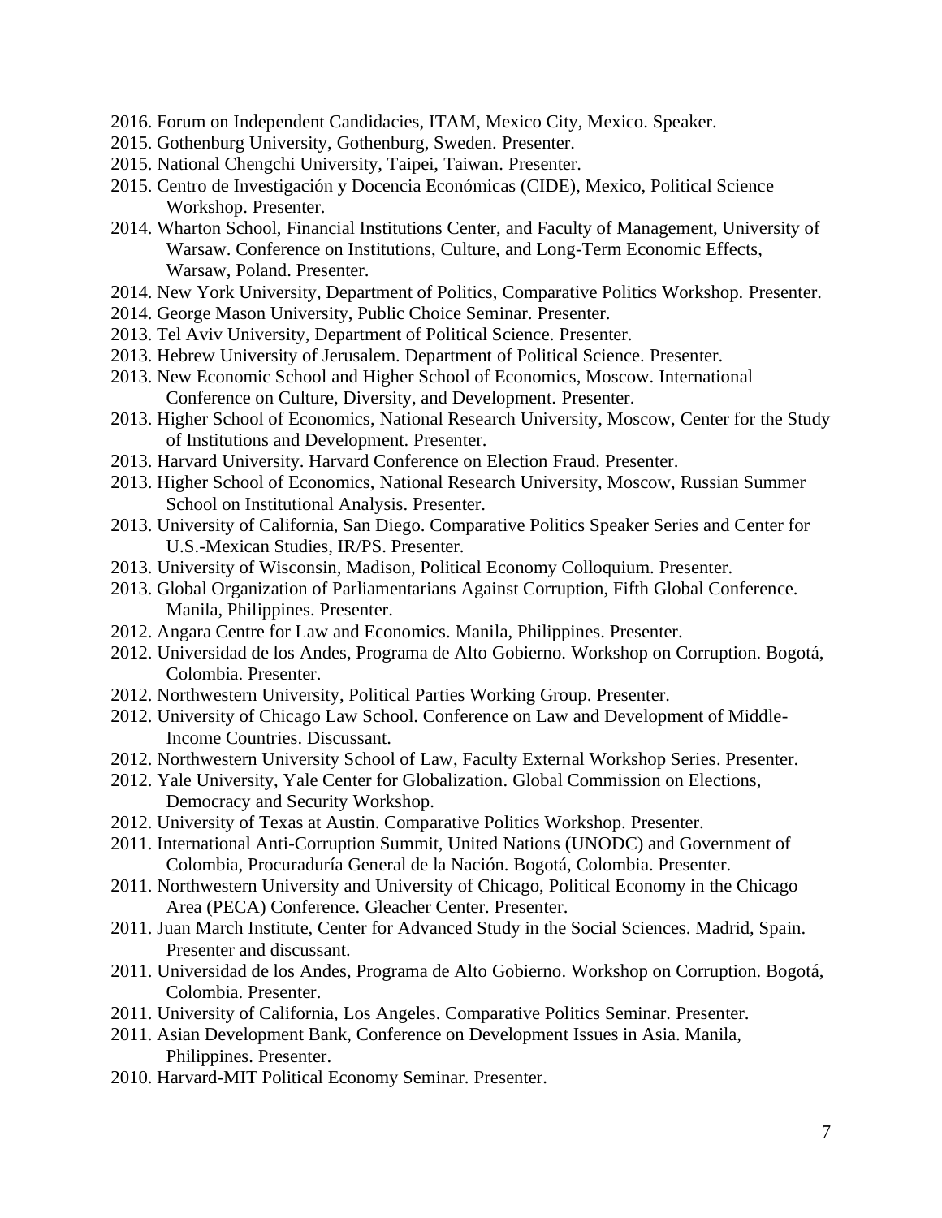2016. Forum on Independent Candidacies, ITAM, Mexico City, Mexico. Speaker.
2015. Gothenburg University, Gothenburg, Sweden. Presenter.
2015. National Chengchi University, Taipei, Taiwan. Presenter.
2015. Centro de Investigación y Docencia Económicas (CIDE), Mexico, Political Science Workshop. Presenter.
2014. Wharton School, Financial Institutions Center, and Faculty of Management, University of Warsaw. Conference on Institutions, Culture, and Long-Term Economic Effects, Warsaw, Poland. Presenter.
2014. New York University, Department of Politics, Comparative Politics Workshop. Presenter.
2014. George Mason University, Public Choice Seminar. Presenter.
2013. Tel Aviv University, Department of Political Science. Presenter.
2013. Hebrew University of Jerusalem. Department of Political Science. Presenter.
2013. New Economic School and Higher School of Economics, Moscow. International Conference on Culture, Diversity, and Development. Presenter.
2013. Higher School of Economics, National Research University, Moscow, Center for the Study of Institutions and Development. Presenter.
2013. Harvard University. Harvard Conference on Election Fraud. Presenter.
2013. Higher School of Economics, National Research University, Moscow, Russian Summer School on Institutional Analysis. Presenter.
2013. University of California, San Diego. Comparative Politics Speaker Series and Center for U.S.-Mexican Studies, IR/PS. Presenter.
2013. University of Wisconsin, Madison, Political Economy Colloquium. Presenter.
2013. Global Organization of Parliamentarians Against Corruption, Fifth Global Conference. Manila, Philippines. Presenter.
2012. Angara Centre for Law and Economics. Manila, Philippines. Presenter.
2012. Universidad de los Andes, Programa de Alto Gobierno. Workshop on Corruption. Bogotá, Colombia. Presenter.
2012. Northwestern University, Political Parties Working Group. Presenter.
2012. University of Chicago Law School. Conference on Law and Development of Middle-Income Countries. Discussant.
2012. Northwestern University School of Law, Faculty External Workshop Series. Presenter.
2012. Yale University, Yale Center for Globalization. Global Commission on Elections, Democracy and Security Workshop.
2012. University of Texas at Austin. Comparative Politics Workshop. Presenter.
2011. International Anti-Corruption Summit, United Nations (UNODC) and Government of Colombia, Procuraduría General de la Nación. Bogotá, Colombia. Presenter.
2011. Northwestern University and University of Chicago, Political Economy in the Chicago Area (PECA) Conference. Gleacher Center. Presenter.
2011. Juan March Institute, Center for Advanced Study in the Social Sciences. Madrid, Spain. Presenter and discussant.
2011. Universidad de los Andes, Programa de Alto Gobierno. Workshop on Corruption. Bogotá, Colombia. Presenter.
2011. University of California, Los Angeles. Comparative Politics Seminar. Presenter.
2011. Asian Development Bank, Conference on Development Issues in Asia. Manila, Philippines. Presenter.
2010. Harvard-MIT Political Economy Seminar. Presenter.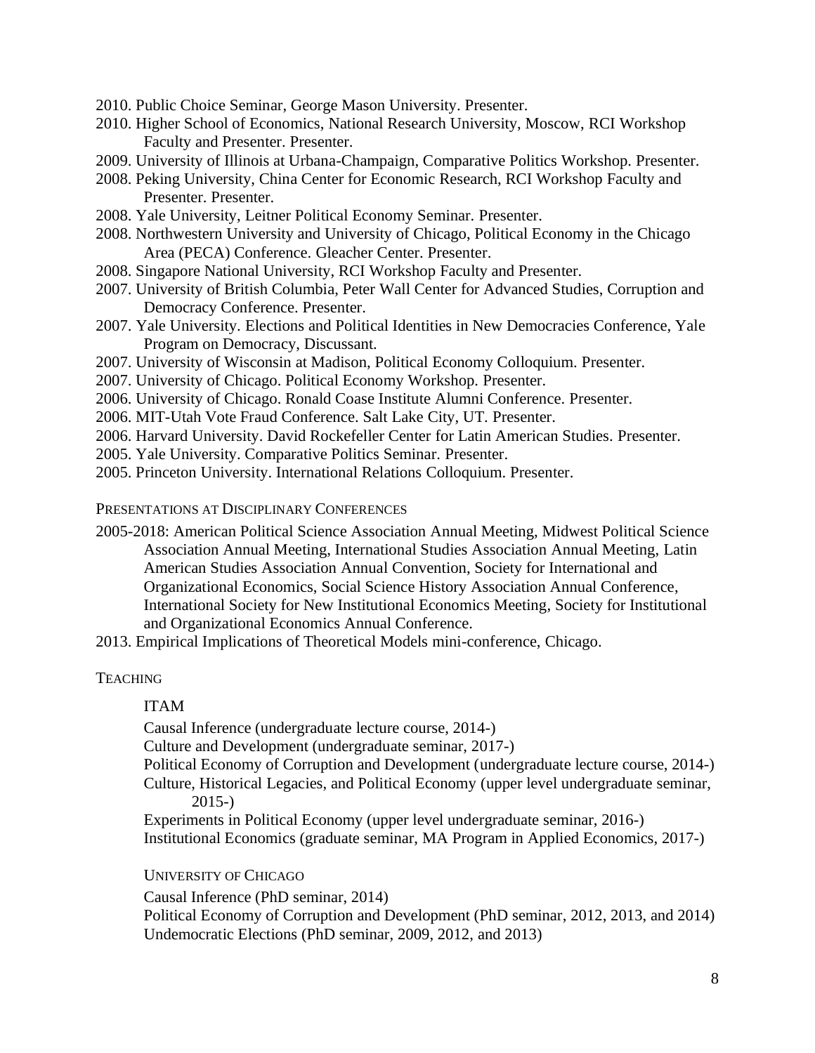2010. Public Choice Seminar, George Mason University. Presenter.

2010. Higher School of Economics, National Research University, Moscow, RCI Workshop Faculty and Presenter. Presenter.

2009. University of Illinois at Urbana-Champaign, Comparative Politics Workshop. Presenter.

2008. Peking University, China Center for Economic Research, RCI Workshop Faculty and Presenter. Presenter.

2008. Yale University, Leitner Political Economy Seminar. Presenter.

2008. Northwestern University and University of Chicago, Political Economy in the Chicago Area (PECA) Conference. Gleacher Center. Presenter.

2008. Singapore National University, RCI Workshop Faculty and Presenter.

2007. University of British Columbia, Peter Wall Center for Advanced Studies, Corruption and Democracy Conference. Presenter.

2007. Yale University. Elections and Political Identities in New Democracies Conference, Yale Program on Democracy, Discussant.

2007. University of Wisconsin at Madison, Political Economy Colloquium. Presenter.

2007. University of Chicago. Political Economy Workshop. Presenter.

2006. University of Chicago. Ronald Coase Institute Alumni Conference. Presenter.

2006. MIT-Utah Vote Fraud Conference. Salt Lake City, UT. Presenter.

2006. Harvard University. David Rockefeller Center for Latin American Studies. Presenter.

2005. Yale University. Comparative Politics Seminar. Presenter.

2005. Princeton University. International Relations Colloquium. Presenter.

## Presentations at Disciplinary Conferences

2005-2018: American Political Science Association Annual Meeting, Midwest Political Science Association Annual Meeting, International Studies Association Annual Meeting, Latin American Studies Association Annual Convention, Society for International and Organizational Economics, Social Science History Association Annual Conference, International Society for New Institutional Economics Meeting, Society for Institutional and Organizational Economics Annual Conference.

2013. Empirical Implications of Theoretical Models mini-conference, Chicago.

## Teaching

### ITAM

Causal Inference (undergraduate lecture course, 2014-)

Culture and Development (undergraduate seminar, 2017-)

Political Economy of Corruption and Development (undergraduate lecture course, 2014-)

Culture, Historical Legacies, and Political Economy (upper level undergraduate seminar, 2015-)

Experiments in Political Economy (upper level undergraduate seminar, 2016-)

Institutional Economics (graduate seminar, MA Program in Applied Economics, 2017-)

### University of Chicago

Causal Inference (PhD seminar, 2014)

Political Economy of Corruption and Development (PhD seminar, 2012, 2013, and 2014)

Undemocratic Elections (PhD seminar, 2009, 2012, and 2013)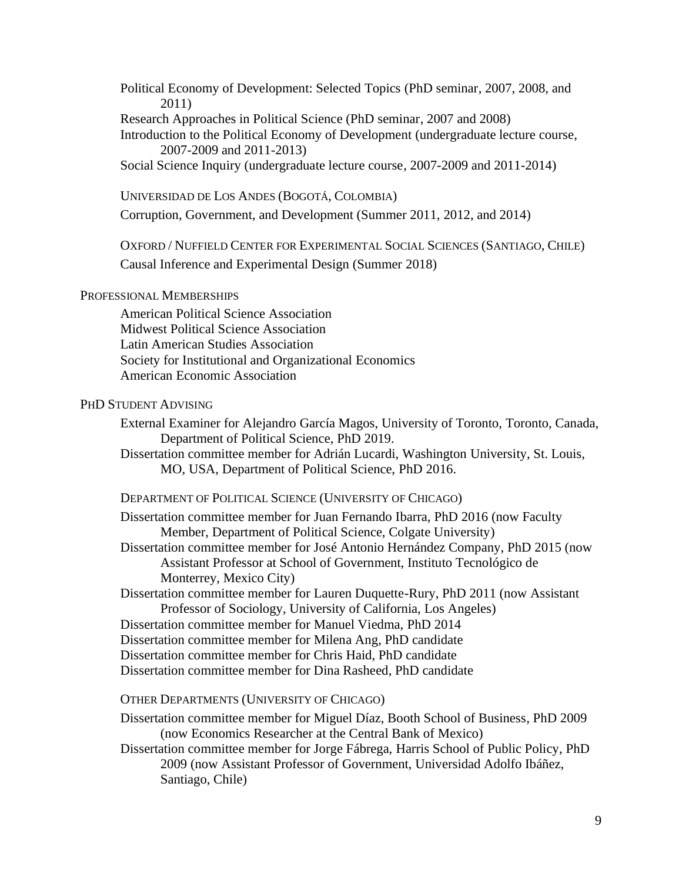Political Economy of Development: Selected Topics (PhD seminar, 2007, 2008, and 2011)

Research Approaches in Political Science (PhD seminar, 2007 and 2008)

Introduction to the Political Economy of Development (undergraduate lecture course, 2007-2009 and 2011-2013)

Social Science Inquiry (undergraduate lecture course, 2007-2009 and 2011-2014)

UNIVERSIDAD DE LOS ANDES (BOGOTÁ, COLOMBIA)

Corruption, Government, and Development (Summer 2011, 2012, and 2014)

OXFORD / NUFFIELD CENTER FOR EXPERIMENTAL SOCIAL SCIENCES (SANTIAGO, CHILE)

Causal Inference and Experimental Design (Summer 2018)

## PROFESSIONAL MEMBERSHIPS

American Political Science Association
Midwest Political Science Association
Latin American Studies Association
Society for Institutional and Organizational Economics
American Economic Association

## PHD STUDENT ADVISING

External Examiner for Alejandro García Magos, University of Toronto, Toronto, Canada, Department of Political Science, PhD 2019.

Dissertation committee member for Adrián Lucardi, Washington University, St. Louis, MO, USA, Department of Political Science, PhD 2016.

DEPARTMENT OF POLITICAL SCIENCE (UNIVERSITY OF CHICAGO)

Dissertation committee member for Juan Fernando Ibarra, PhD 2016 (now Faculty Member, Department of Political Science, Colgate University)

Dissertation committee member for José Antonio Hernández Company, PhD 2015 (now Assistant Professor at School of Government, Instituto Tecnológico de Monterrey, Mexico City)

Dissertation committee member for Lauren Duquette-Rury, PhD 2011 (now Assistant Professor of Sociology, University of California, Los Angeles)

Dissertation committee member for Manuel Viedma, PhD 2014

Dissertation committee member for Milena Ang, PhD candidate

Dissertation committee member for Chris Haid, PhD candidate

Dissertation committee member for Dina Rasheed, PhD candidate

OTHER DEPARTMENTS (UNIVERSITY OF CHICAGO)

Dissertation committee member for Miguel Díaz, Booth School of Business, PhD 2009 (now Economics Researcher at the Central Bank of Mexico)

Dissertation committee member for Jorge Fábrega, Harris School of Public Policy, PhD 2009 (now Assistant Professor of Government, Universidad Adolfo Ibáñez, Santiago, Chile)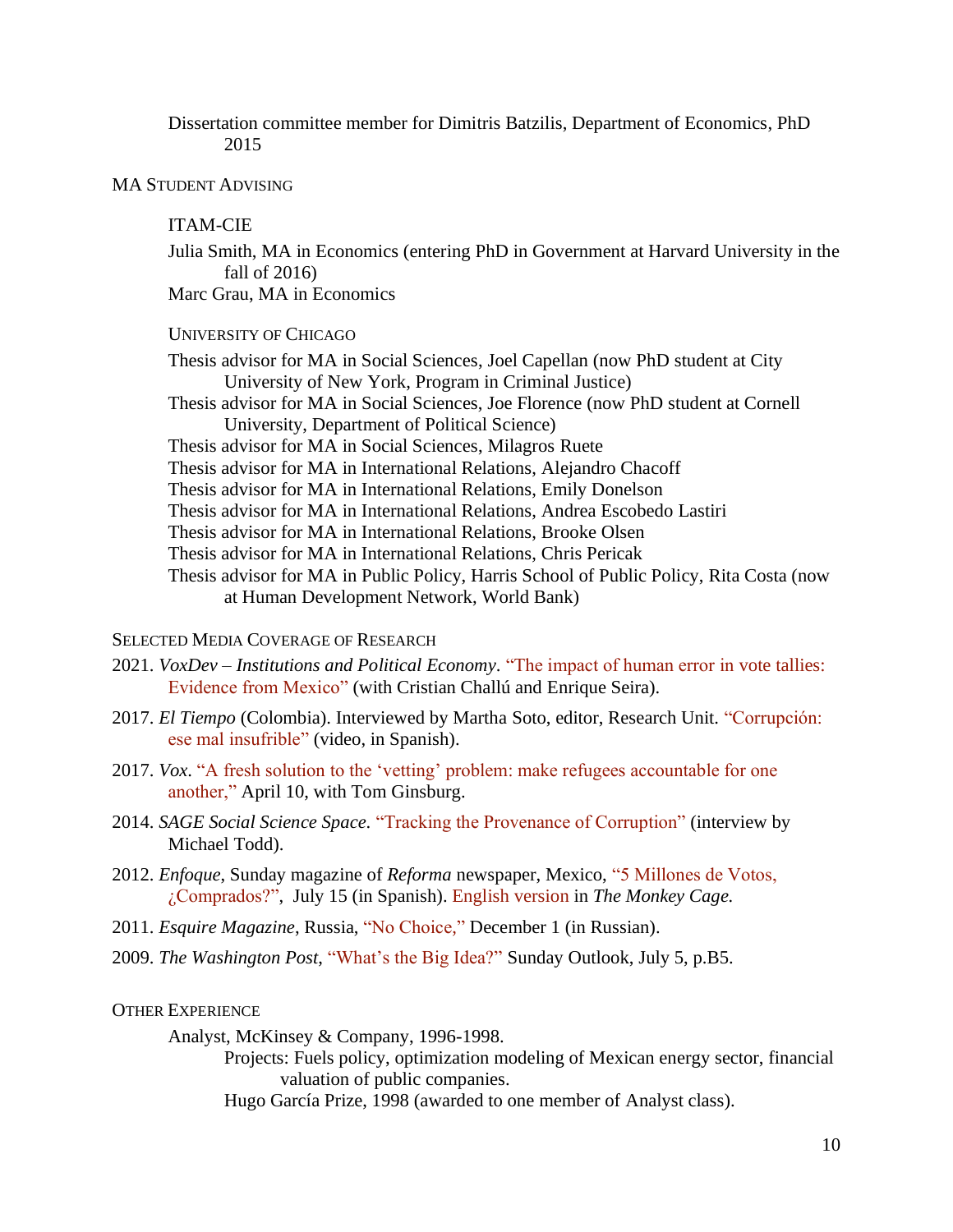Dissertation committee member for Dimitris Batzilis, Department of Economics, PhD 2015

## MA Student Advising

### ITAM-CIE

Julia Smith, MA in Economics (entering PhD in Government at Harvard University in the fall of 2016)
Marc Grau, MA in Economics

### University of Chicago

Thesis advisor for MA in Social Sciences, Joel Capellan (now PhD student at City University of New York, Program in Criminal Justice)
Thesis advisor for MA in Social Sciences, Joe Florence (now PhD student at Cornell University, Department of Political Science)
Thesis advisor for MA in Social Sciences, Milagros Ruete
Thesis advisor for MA in International Relations, Alejandro Chacoff
Thesis advisor for MA in International Relations, Emily Donelson
Thesis advisor for MA in International Relations, Andrea Escobedo Lastiri
Thesis advisor for MA in International Relations, Brooke Olsen
Thesis advisor for MA in International Relations, Chris Pericak
Thesis advisor for MA in Public Policy, Harris School of Public Policy, Rita Costa (now at Human Development Network, World Bank)

## Selected Media Coverage of Research

2021. *VoxDev – Institutions and Political Economy*. "The impact of human error in vote tallies: Evidence from Mexico" (with Cristian Challú and Enrique Seira).

2017. *El Tiempo* (Colombia). Interviewed by Martha Soto, editor, Research Unit. "Corrupción: ese mal insufrible" (video, in Spanish).

2017. *Vox*. "A fresh solution to the 'vetting' problem: make refugees accountable for one another," April 10, with Tom Ginsburg.

2014. *SAGE Social Science Space.* "Tracking the Provenance of Corruption" (interview by Michael Todd).

2012. *Enfoque*, Sunday magazine of *Reforma* newspaper, Mexico, "5 Millones de Votos, ¿Comprados?", July 15 (in Spanish). English version in *The Monkey Cage.*

2011. *Esquire Magazine*, Russia, "No Choice," December 1 (in Russian).

2009. *The Washington Post*, "What's the Big Idea?" Sunday Outlook, July 5, p.B5.

## Other Experience

Analyst, McKinsey & Company, 1996-1998.
Projects: Fuels policy, optimization modeling of Mexican energy sector, financial valuation of public companies.
Hugo García Prize, 1998 (awarded to one member of Analyst class).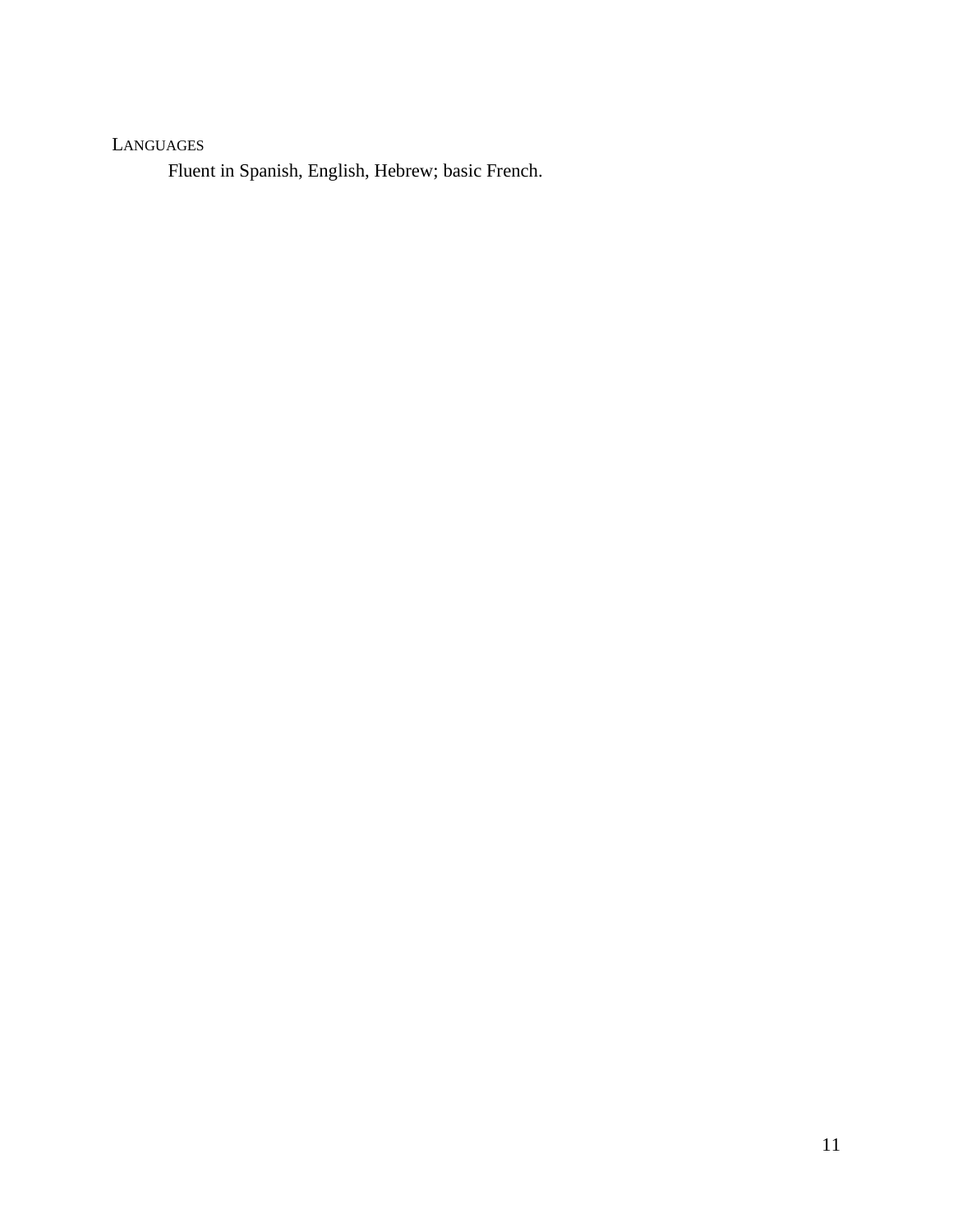## LANGUAGES

Fluent in Spanish, English, Hebrew; basic French.